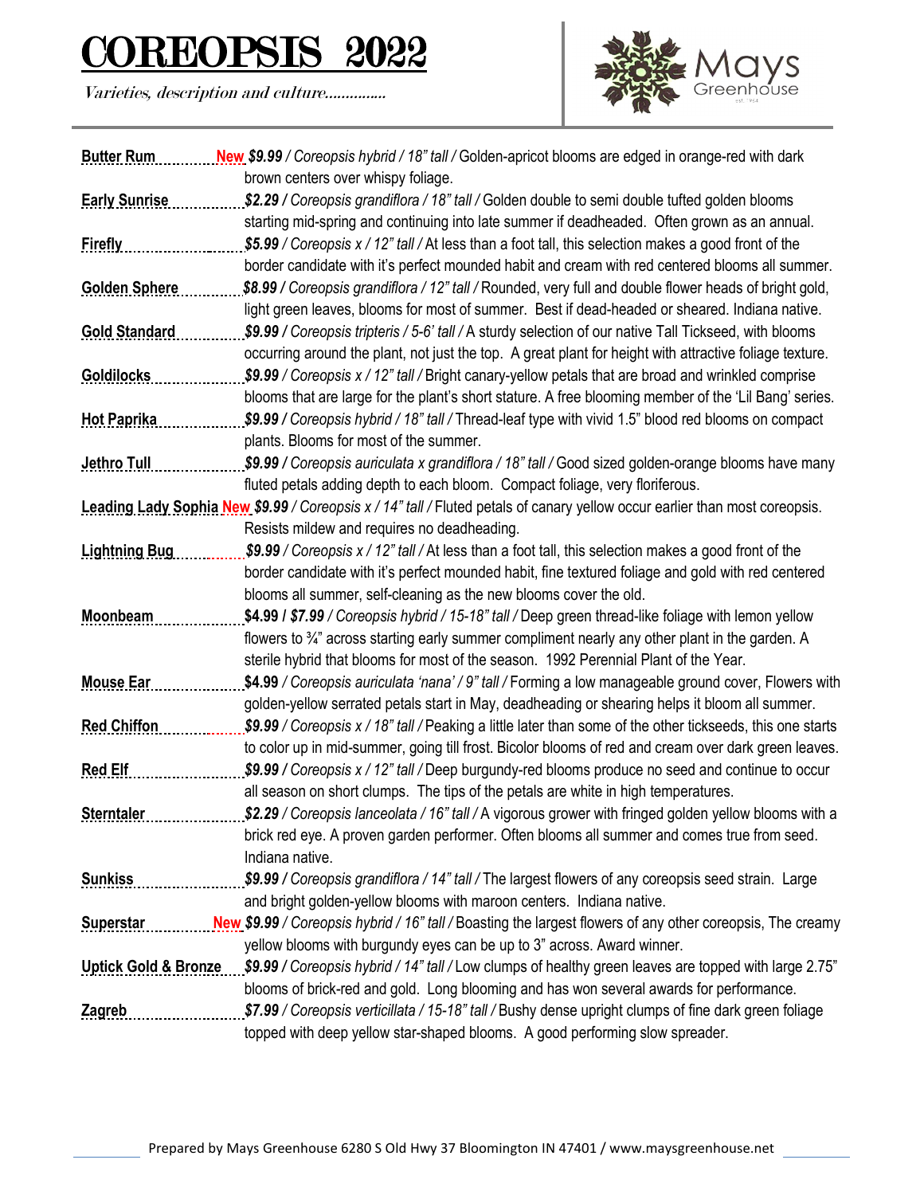# COREOPSIS 2022

*Varieties, description and culture..............*

Mays Greenhouse

**Butter Rum** **New** *$9.99 / Coreopsis hybrid / 18" tall /* Golden-apricot blooms are edged in orange-red with dark brown centers over whispy foliage.

**Early Sunrise** *$2.29 / Coreopsis grandiflora / 18" tall /* Golden double to semi double tufted golden blooms starting mid-spring and continuing into late summer if deadheaded. Often grown as an annual.

**Firefly** *$5.99 / Coreopsis x / 12" tall /* At less than a foot tall, this selection makes a good front of the border candidate with it's perfect mounded habit and cream with red centered blooms all summer.

**Golden Sphere** *$8.99 / Coreopsis grandiflora / 12" tall /* Rounded, very full and double flower heads of bright gold, light green leaves, blooms for most of summer. Best if dead-headed or sheared. Indiana native.

**Gold Standard** *$9.99 / Coreopsis tripteris / 5-6' tall /* A sturdy selection of our native Tall Tickseed, with blooms occurring around the plant, not just the top. A great plant for height with attractive foliage texture.

**Goldilocks** *$9.99 / Coreopsis x / 12" tall /* Bright canary-yellow petals that are broad and wrinkled comprise blooms that are large for the plant's short stature. A free blooming member of the 'Lil Bang' series.

**Hot Paprika** *$9.99 / Coreopsis hybrid / 18" tall /* Thread-leaf type with vivid 1.5" blood red blooms on compact plants. Blooms for most of the summer.

**Jethro Tull** *$9.99 / Coreopsis auriculata x grandiflora / 18" tall /* Good sized golden-orange blooms have many fluted petals adding depth to each bloom. Compact foliage, very floriferous.

**Leading Lady Sophia** **New** *$9.99 / Coreopsis x / 14" tall /* Fluted petals of canary yellow occur earlier than most coreopsis. Resists mildew and requires no deadheading.

**Lightning Bug** *$9.99 / Coreopsis x / 12" tall /* At less than a foot tall, this selection makes a good front of the border candidate with it's perfect mounded habit, fine textured foliage and gold with red centered blooms all summer, self-cleaning as the new blooms cover the old.

**Moonbeam** **$4.99 /** *$7.99 / Coreopsis hybrid / 15-18" tall /* Deep green thread-like foliage with lemon yellow flowers to ¾" across starting early summer compliment nearly any other plant in the garden. A sterile hybrid that blooms for most of the season. 1992 Perennial Plant of the Year.

**Mouse Ear** **$4.99** */ Coreopsis auriculata 'nana' / 9" tall /* Forming a low manageable ground cover, Flowers with golden-yellow serrated petals start in May, deadheading or shearing helps it bloom all summer.

**Red Chiffon** *$9.99 / Coreopsis x / 18" tall /* Peaking a little later than some of the other tickseeds, this one starts to color up in mid-summer, going till frost. Bicolor blooms of red and cream over dark green leaves.

**Red Elf** *$9.99 / Coreopsis x / 12" tall /* Deep burgundy-red blooms produce no seed and continue to occur all season on short clumps. The tips of the petals are white in high temperatures.

**Sterntaler** *$2.29 / Coreopsis lanceolata / 16" tall /* A vigorous grower with fringed golden yellow blooms with a brick red eye. A proven garden performer. Often blooms all summer and comes true from seed. Indiana native.

**Sunkiss** *$9.99 / Coreopsis grandiflora / 14" tall /* The largest flowers of any coreopsis seed strain. Large and bright golden-yellow blooms with maroon centers. Indiana native.

**Superstar** **New** *$9.99 / Coreopsis hybrid / 16" tall /* Boasting the largest flowers of any other coreopsis, The creamy yellow blooms with burgundy eyes can be up to 3" across. Award winner.

**Uptick Gold & Bronze** *$9.99 / Coreopsis hybrid / 14" tall /* Low clumps of healthy green leaves are topped with large 2.75" blooms of brick-red and gold. Long blooming and has won several awards for performance.

**Zagreb** *$7.99 / Coreopsis verticillata / 15-18" tall /* Bushy dense upright clumps of fine dark green foliage topped with deep yellow star-shaped blooms. A good performing slow spreader.

Prepared by Mays Greenhouse 6280 S Old Hwy 37 Bloomington IN 47401 / www.maysgreenhouse.net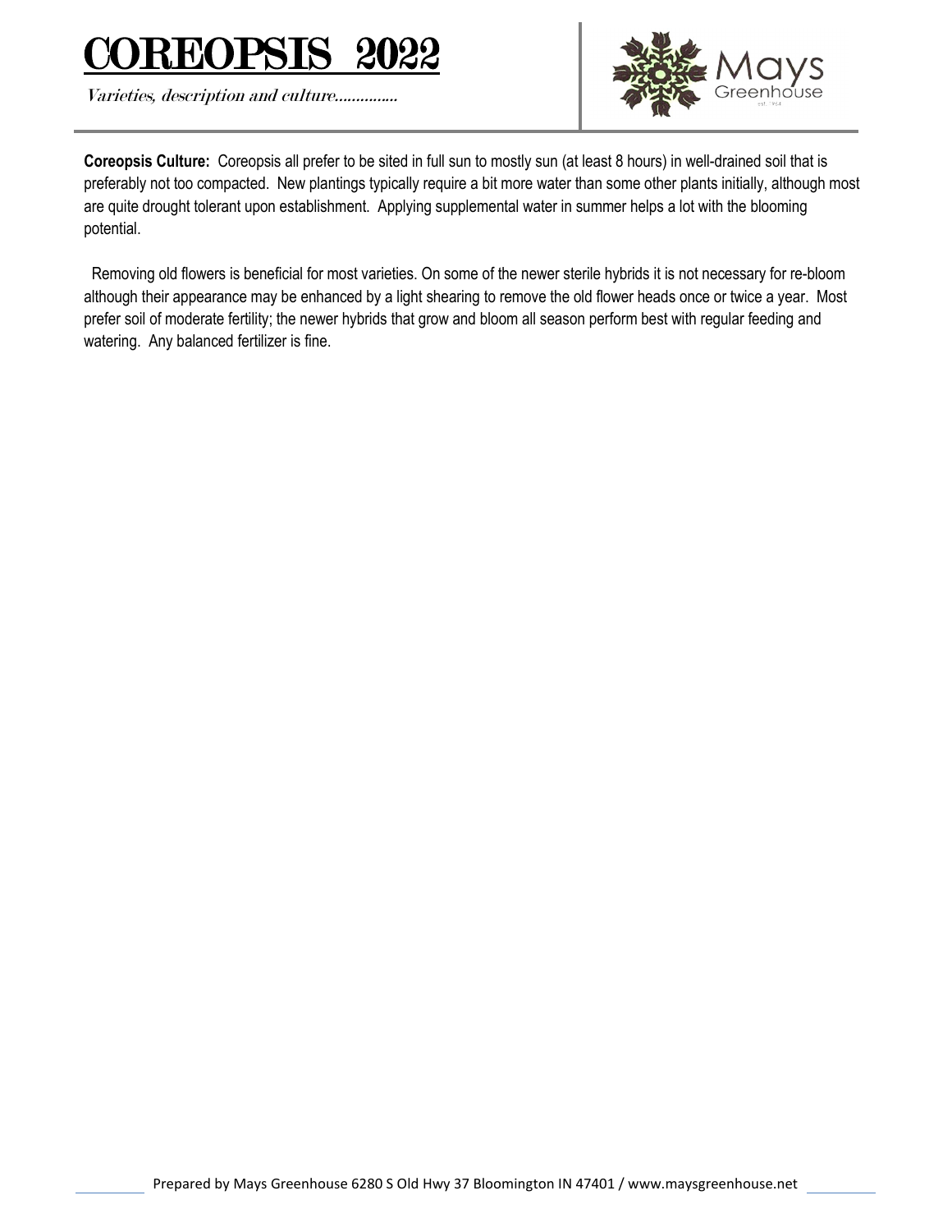# COREOPSIS 2022

*Varieties, description and culture..............*

**Coreopsis Culture:** Coreopsis all prefer to be sited in full sun to mostly sun (at least 8 hours) in well-drained soil that is preferably not too compacted. New plantings typically require a bit more water than some other plants initially, although most are quite drought tolerant upon establishment. Applying supplemental water in summer helps a lot with the blooming potential.

Removing old flowers is beneficial for most varieties. On some of the newer sterile hybrids it is not necessary for re-bloom although their appearance may be enhanced by a light shearing to remove the old flower heads once or twice a year. Most prefer soil of moderate fertility; the newer hybrids that grow and bloom all season perform best with regular feeding and watering. Any balanced fertilizer is fine.